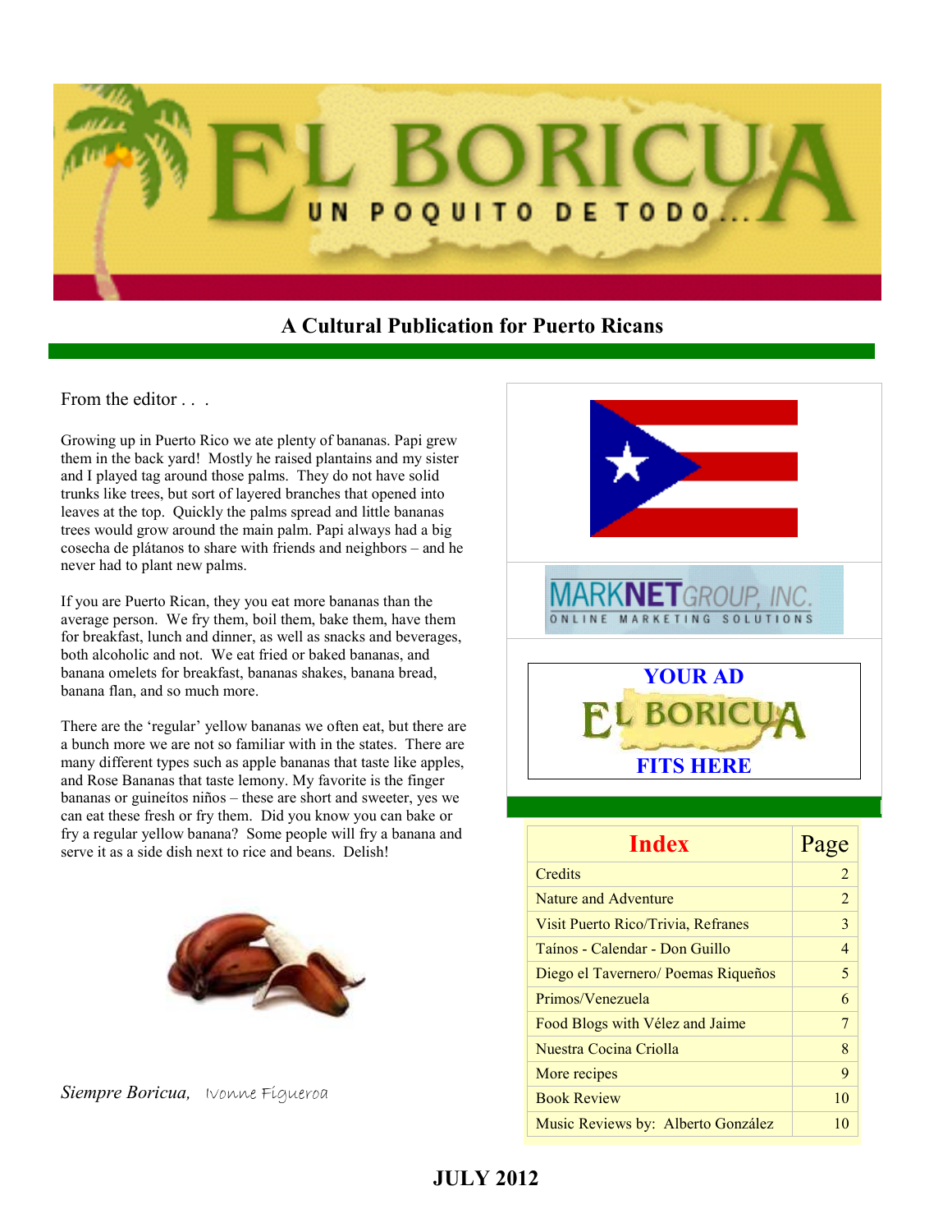# EL BORICUA

UN POQUITO DE TODO...

## A Cultural Publication for Puerto Ricans

From the editor . . .

Growing up in Puerto Rico we ate plenty of bananas. Papi grew them in the back yard! Mostly he raised plantains and my sister and I played tag around those palms. They do not have solid trunks like trees, but sort of layered branches that opened into leaves at the top. Quickly the palms spread and little bananas trees would grow around the main palm. Papi always had a big cosecha de plátanos to share with friends and neighbors – and he never had to plant new palms.

If you are Puerto Rican, they you eat more bananas than the average person. We fry them, boil them, bake them, have them for breakfast, lunch and dinner, as well as snacks and beverages, both alcoholic and not. We eat fried or baked bananas, and banana omelets for breakfast, bananas shakes, banana bread, banana flan, and so much more.

There are the 'regular' yellow bananas we often eat, but there are a bunch more we are not so familiar with in the states. There are many different types such as apple bananas that taste like apples, and Rose Bananas that taste lemony. My favorite is the finger bananas or guineítos niños – these are short and sweeter, yes we can eat these fresh or fry them. Did you know you can bake or fry a regular yellow banana? Some people will fry a banana and serve it as a side dish next to rice and beans. Delish!

*Siempre Boricua,* Ivonne Figueroa

MARKNET GROUP, INC.
ONLINE MARKETING SOLUTIONS

**YOUR AD**
**EL BORICUA**
**FITS HERE**

| Index | Page |
|---|---|
| Credits | 2 |
| Nature and Adventure | 2 |
| Visit Puerto Rico/Trivia, Refranes | 3 |
| Taínos - Calendar - Don Guillo | 4 |
| Diego el Tavernero/ Poemas Riqueños | 5 |
| Primos/Venezuela | 6 |
| Food Blogs with Vélez and Jaime | 7 |
| Nuestra Cocina Criolla | 8 |
| More recipes | 9 |
| Book Review | 10 |
| Music Reviews by: Alberto González | 10 |

**JULY 2012**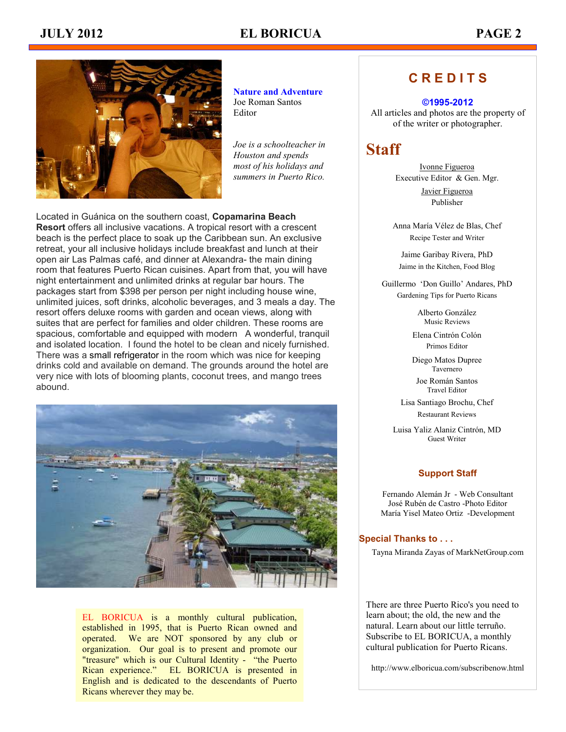**Nature and Adventure**
Joe Roman Santos
Editor

*Joe is a schoolteacher in Houston and spends most of his holidays and summers in Puerto Rico.*

Located in Guánica on the southern coast, **Copamarina Beach Resort** offers all inclusive vacations. A tropical resort with a crescent beach is the perfect place to soak up the Caribbean sun. An exclusive retreat, your all inclusive holidays include breakfast and lunch at their open air Las Palmas café, and dinner at Alexandra- the main dining room that features Puerto Rican cuisines. Apart from that, you will have night entertainment and unlimited drinks at regular bar hours. The packages start from $398 per person per night including house wine, unlimited juices, soft drinks, alcoholic beverages, and 3 meals a day. The resort offers deluxe rooms with garden and ocean views, along with suites that are perfect for families and older children. These rooms are spacious, comfortable and equipped with modern A wonderful, tranquil and isolated location. I found the hotel to be clean and nicely furnished. There was a small refrigerator in the room which was nice for keeping drinks cold and available on demand. The grounds around the hotel are very nice with lots of blooming plants, coconut trees, and mango trees abound.

EL BORICUA is a monthly cultural publication, established in 1995, that is Puerto Rican owned and operated. We are NOT sponsored by any club or organization. Our goal is to present and promote our "treasure" which is our Cultural Identity - "the Puerto Rican experience." EL BORICUA is presented in English and is dedicated to the descendants of Puerto Ricans wherever they may be.

## CREDITS

**©1995-2012**
All articles and photos are the property of of the writer or photographer.

## Staff

Ivonne Figueroa
Executive Editor & Gen. Mgr.

Javier Figueroa
Publisher

Anna María Vélez de Blas, Chef
Recipe Tester and Writer

Jaime Garibay Rivera, PhD
Jaime in the Kitchen, Food Blog

Guillermo 'Don Guillo' Andares, PhD
Gardening Tips for Puerto Ricans

Alberto González
Music Reviews

Elena Cintrón Colón
Primos Editor

Diego Matos Dupree
Tavernero

Joe Román Santos
Travel Editor

Lisa Santiago Brochu, Chef
Restaurant Reviews

Luisa Yaliz Alaniz Cintrón, MD
Guest Writer

### Support Staff

Fernando Alemán Jr - Web Consultant
José Rubén de Castro -Photo Editor
María Yisel Mateo Ortiz -Development

### Special Thanks to . . .

Tayna Miranda Zayas of MarkNetGroup.com

There are three Puerto Rico's you need to learn about; the old, the new and the natural. Learn about our little terruño. Subscribe to EL BORICUA, a monthly cultural publication for Puerto Ricans.

http://www.elboricua.com/subscribenow.html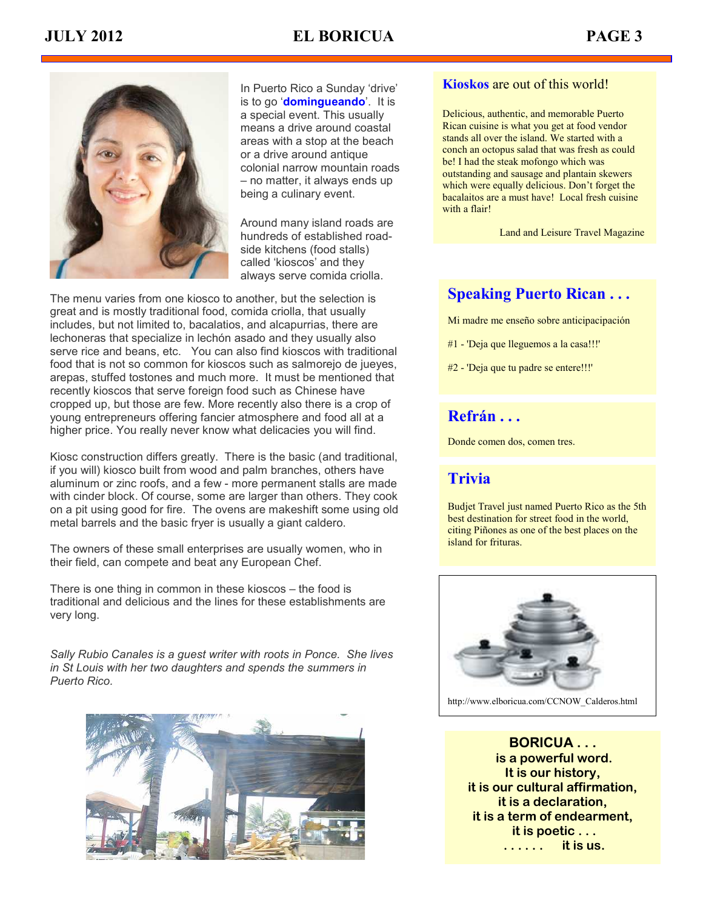In Puerto Rico a Sunday 'drive' is to go '**domingueando**'. It is a special event. This usually means a drive around coastal areas with a stop at the beach or a drive around antique colonial narrow mountain roads – no matter, it always ends up being a culinary event.

Around many island roads are hundreds of established road-side kitchens (food stalls) called 'kioscos' and they always serve comida criolla.

The menu varies from one kiosco to another, but the selection is great and is mostly traditional food, comida criolla, that usually includes, but not limited to, bacalatios, and alcapurrias, there are lechoneras that specialize in lechón asado and they usually also serve rice and beans, etc. You can also find kioscos with traditional food that is not so common for kioscos such as salmorejo de jueyes, arepas, stuffed tostones and much more. It must be mentioned that recently kioscos that serve foreign food such as Chinese have cropped up, but those are few. More recently also there is a crop of young entrepreneurs offering fancier atmosphere and food all at a higher price. You really never know what delicacies you will find.

Kiosc construction differs greatly. There is the basic (and traditional, if you will) kiosco built from wood and palm branches, others have aluminum or zinc roofs, and a few - more permanent stalls are made with cinder block. Of course, some are larger than others. They cook on a pit using good for fire. The ovens are makeshift some using old metal barrels and the basic fryer is usually a giant caldero.

The owners of these small enterprises are usually women, who in their field, can compete and beat any European Chef.

There is one thing in common in these kioscos – the food is traditional and delicious and the lines for these establishments are very long.

*Sally Rubio Canales is a guest writer with roots in Ponce. She lives in St Louis with her two daughters and spends the summers in Puerto Rico.*

## **Kioskos** are out of this world!

Delicious, authentic, and memorable Puerto Rican cuisine is what you get at food vendor stands all over the island. We started with a conch an octopus salad that was fresh as could be! I had the steak mofongo which was outstanding and sausage and plantain skewers which were equally delicious. Don't forget the bacalaitos are a must have! Local fresh cuisine with a flair!

Land and Leisure Travel Magazine

## Speaking Puerto Rican . . .

Mi madre me enseño sobre anticipacipación

#1 - 'Deja que lleguemos a la casa!!!'

#2 - 'Deja que tu padre se entere!!!'

## Refrán . . .

Donde comen dos, comen tres.

## Trivia

Budjet Travel just named Puerto Rico as the 5th best destination for street food in the world, citing Piñones as one of the best places on the island for frituras.

http://www.elboricua.com/CCNOW_Calderos.html

**BORICUA . . .**
**is a powerful word.**
**It is our history,**
**it is our cultural affirmation,**
**it is a declaration,**
**it is a term of endearment,**
**it is poetic . . .**
**. . . . . . it is us.**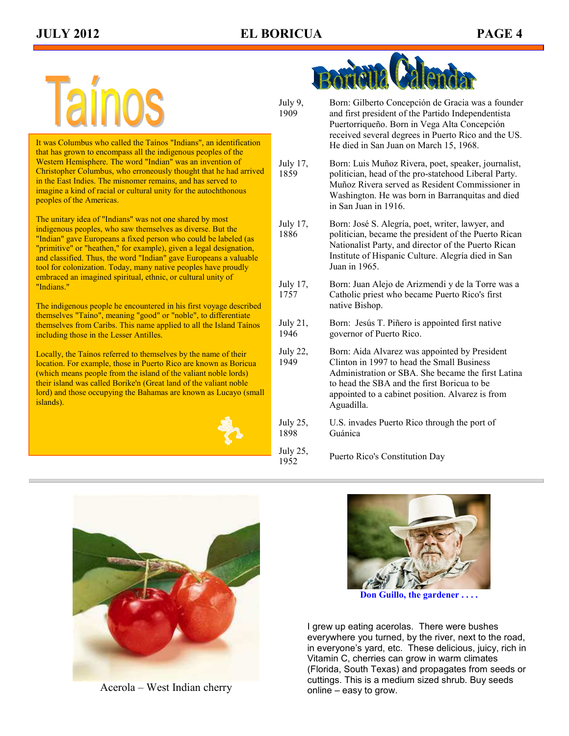# Taínos

It was Columbus who called the Taínos "Indians", an identification that has grown to encompass all the indigenous peoples of the Western Hemisphere. The word "Indian" was an invention of Christopher Columbus, who erroneously thought that he had arrived in the East Indies. The misnomer remains, and has served to imagine a kind of racial or cultural unity for the autochthonous peoples of the Americas.

The unitary idea of "Indians" was not one shared by most indigenous peoples, who saw themselves as diverse. But the "Indian" gave Europeans a fixed person who could be labeled (as "primitive" or "heathen," for example), given a legal designation, and classified. Thus, the word "Indian" gave Europeans a valuable tool for colonization. Today, many native peoples have proudly embraced an imagined spiritual, ethnic, or cultural unity of "Indians."

The indigenous people he encountered in his first voyage described themselves "Taíno", meaning "good" or "noble", to differentiate themselves from Caribs. This name applied to all the Island Taínos including those in the Lesser Antilles.

Locally, the Taínos referred to themselves by the name of their location. For example, those in Puerto Rico are known as Boricua (which means people from the island of the valiant noble lords) their island was called Borike'n (Great land of the valiant noble lord) and those occupying the Bahamas are known as Lucayo (small islands).

# Boricua Calendar

| | |
|---|---|
| July 9, 1909 | Born: Gilberto Concepción de Gracia was a founder and first president of the Partido Independentista Puertorriqueño. Born in Vega Alta Concepción received several degrees in Puerto Rico and the US. He died in San Juan on March 15, 1968. |
| July 17, 1859 | Born: Luis Muñoz Rivera, poet, speaker, journalist, politician, head of the pro-statehood Liberal Party. Muñoz Rivera served as Resident Commissioner in Washington. He was born in Barranquitas and died in San Juan in 1916. |
| July 17, 1886 | Born: José S. Alegría, poet, writer, lawyer, and politician, became the president of the Puerto Rican Nationalist Party, and director of the Puerto Rican Institute of Hispanic Culture. Alegría died in San Juan in 1965. |
| July 17, 1757 | Born: Juan Alejo de Arizmendi y de la Torre was a Catholic priest who became Puerto Rico's first native Bishop. |
| July 21, 1946 | Born: Jesús T. Piñero is appointed first native governor of Puerto Rico. |
| July 22, 1949 | Born: Aida Alvarez was appointed by President Clinton in 1997 to head the Small Business Administration or SBA. She became the first Latina to head the SBA and the first Boricua to be appointed to a cabinet position. Alvarez is from Aguadilla. |
| July 25, 1898 | U.S. invades Puerto Rico through the port of Guánica |
| July 25, 1952 | Puerto Rico's Constitution Day |

Acerola – West Indian cherry

**Don Guillo, the gardener . . . .**

I grew up eating acerolas. There were bushes everywhere you turned, by the river, next to the road, in everyone's yard, etc. These delicious, juicy, rich in Vitamin C, cherries can grow in warm climates (Florida, South Texas) and propagates from seeds or cuttings. This is a medium sized shrub. Buy seeds online – easy to grow.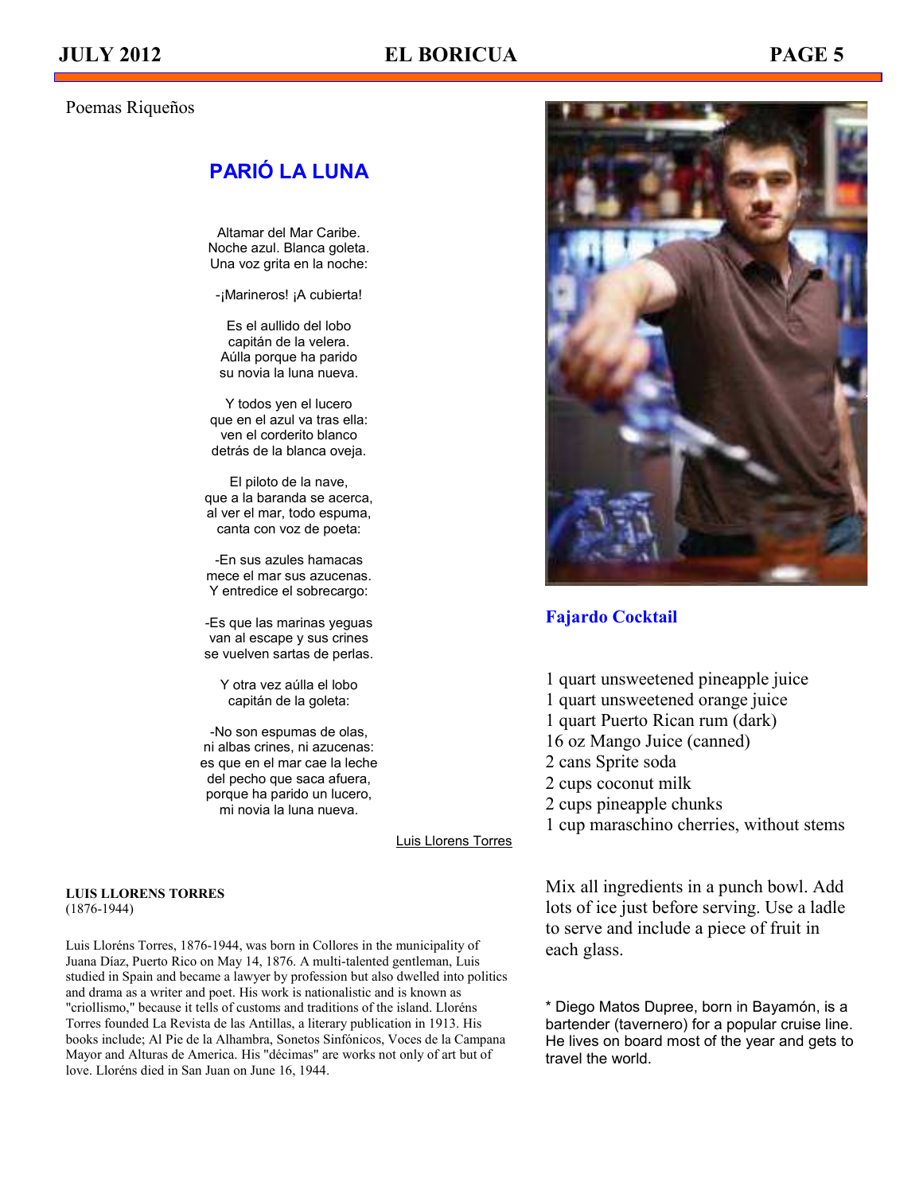Poemas Riqueños

## PARIÓ LA LUNA

Altamar del Mar Caribe.
Noche azul. Blanca goleta.
Una voz grita en la noche:

-¡Marineros! ¡A cubierta!

Es el aullido del lobo
capitán de la velera.
Aúlla porque ha parido
su novia la luna nueva.

Y todos yen el lucero
que en el azul va tras ella:
ven el corderito blanco
detrás de la blanca oveja.

El piloto de la nave,
que a la baranda se acerca,
al ver el mar, todo espuma,
canta con voz de poeta:

-En sus azules hamacas
mece el mar sus azucenas.
Y entredice el sobrecargo:

-Es que las marinas yeguas
van al escape y sus crines
se vuelven sartas de perlas.

Y otra vez aúlla el lobo
capitán de la goleta:

-No son espumas de olas,
ni albas crines, ni azucenas:
es que en el mar cae la leche
del pecho que saca afuera,
porque ha parido un lucero,
mi novia la luna nueva.

Luis Llorens Torres

**LUIS LLORENS TORRES**
(1876-1944)

Luis Lloréns Torres, 1876-1944, was born in Collores in the municipality of Juana Díaz, Puerto Rico on May 14, 1876. A multi-talented gentleman, Luis studied in Spain and became a lawyer by profession but also dwelled into politics and drama as a writer and poet. His work is nationalistic and is known as "criollismo," because it tells of customs and traditions of the island. Lloréns Torres founded La Revista de las Antillas, a literary publication in 1913. His books include; Al Pie de la Alhambra, Sonetos Sinfónicos, Voces de la Campana Mayor and Alturas de America. His "décimas" are works not only of art but of love. Lloréns died in San Juan on June 16, 1944.

## Fajardo Cocktail

1 quart unsweetened pineapple juice
1 quart unsweetened orange juice
1 quart Puerto Rican rum (dark)
16 oz Mango Juice (canned)
2 cans Sprite soda
2 cups coconut milk
2 cups pineapple chunks
1 cup maraschino cherries, without stems

Mix all ingredients in a punch bowl. Add lots of ice just before serving. Use a ladle to serve and include a piece of fruit in each glass.

* Diego Matos Dupree, born in Bayamón, is a bartender (tavernero) for a popular cruise line. He lives on board most of the year and gets to travel the world.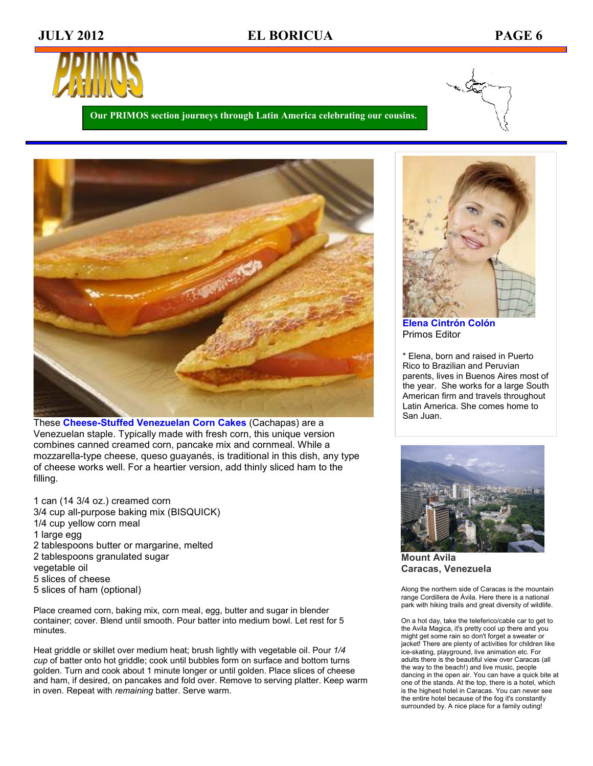# PRIMOS

**Our PRIMOS section journeys through Latin America celebrating our cousins.**

These **Cheese-Stuffed Venezuelan Corn Cakes** (Cachapas) are a Venezuelan staple. Typically made with fresh corn, this unique version combines canned creamed corn, pancake mix and cornmeal. While a mozzarella-type cheese, queso guayanés, is traditional in this dish, any type of cheese works well. For a heartier version, add thinly sliced ham to the filling.

1 can (14 3/4 oz.) creamed corn
3/4 cup all-purpose baking mix (BISQUICK)
1/4 cup yellow corn meal
1 large egg
2 tablespoons butter or margarine, melted
2 tablespoons granulated sugar
vegetable oil
5 slices of cheese
5 slices of ham (optional)

Place creamed corn, baking mix, corn meal, egg, butter and sugar in blender container; cover. Blend until smooth. Pour batter into medium bowl. Let rest for 5 minutes.

Heat griddle or skillet over medium heat; brush lightly with vegetable oil. Pour *1/4 cup* of batter onto hot griddle; cook until bubbles form on surface and bottom turns golden. Turn and cook about 1 minute longer or until golden. Place slices of cheese and ham, if desired, on pancakes and fold over. Remove to serving platter. Keep warm in oven. Repeat with *remaining* batter. Serve warm.

**Elena Cintrón Colón**
Primos Editor

* Elena, born and raised in Puerto Rico to Brazilian and Peruvian parents, lives in Buenos Aires most of the year. She works for a large South American firm and travels throughout Latin America. She comes home to San Juan.

**Mount Avila**
**Caracas, Venezuela**

Along the northern side of Caracas is the mountain range Cordillera de Ávila. Here there is a national park with hiking trails and great diversity of wildlife.

On a hot day, take the teleferico/cable car to get to the Avila Magica, it's pretty cool up there and you might get some rain so don't forget a sweater or jacket! There are plenty of activities for children like ice-skating, playground, live animation etc. For adults there is the beautiful view over Caracas (all the way to the beach!) and live music, people dancing in the open air. You can have a quick bite at one of the stands. At the top, there is a hotel, which is the highest hotel in Caracas. You can never see the entire hotel because of the fog it's constantly surrounded by. A nice place for a family outing!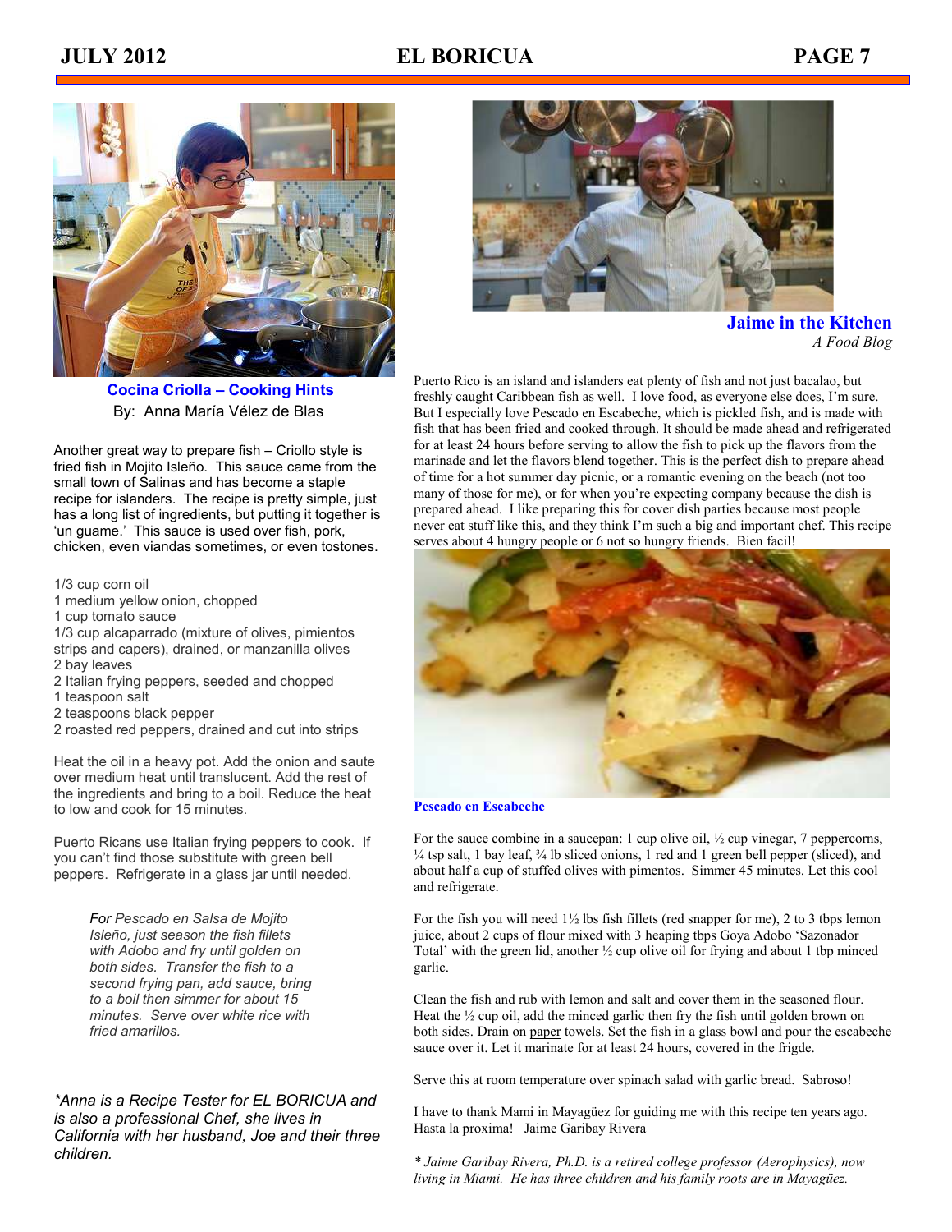## Cocina Criolla – Cooking Hints

By: Anna María Vélez de Blas

Another great way to prepare fish – Criollo style is fried fish in Mojito Isleño. This sauce came from the small town of Salinas and has become a staple recipe for islanders. The recipe is pretty simple, just has a long list of ingredients, but putting it together is 'un guame.' This sauce is used over fish, pork, chicken, even viandas sometimes, or even tostones.

1/3 cup corn oil
1 medium yellow onion, chopped
1 cup tomato sauce
1/3 cup alcaparrado (mixture of olives, pimientos strips and capers), drained, or manzanilla olives
2 bay leaves
2 Italian frying peppers, seeded and chopped
1 teaspoon salt
2 teaspoons black pepper
2 roasted red peppers, drained and cut into strips

Heat the oil in a heavy pot. Add the onion and saute over medium heat until translucent. Add the rest of the ingredients and bring to a boil. Reduce the heat to low and cook for 15 minutes.

Puerto Ricans use Italian frying peppers to cook. If you can't find those substitute with green bell peppers. Refrigerate in a glass jar until needed.

*For Pescado en Salsa de Mojito Isleño, just season the fish fillets with Adobo and fry until golden on both sides. Transfer the fish to a second frying pan, add sauce, bring to a boil then simmer for about 15 minutes. Serve over white rice with fried amarillos.*

*\*Anna is a Recipe Tester for EL BORICUA and is also a professional Chef, she lives in California with her husband, Joe and their three children.*

## Jaime in the Kitchen

*A Food Blog*

Puerto Rico is an island and islanders eat plenty of fish and not just bacalao, but freshly caught Caribbean fish as well. I love food, as everyone else does, I'm sure. But I especially love Pescado en Escabeche, which is pickled fish, and is made with fish that has been fried and cooked through. It should be made ahead and refrigerated for at least 24 hours before serving to allow the fish to pick up the flavors from the marinade and let the flavors blend together. This is the perfect dish to prepare ahead of time for a hot summer day picnic, or a romantic evening on the beach (not too many of those for me), or for when you're expecting company because the dish is prepared ahead. I like preparing this for cover dish parties because most people never eat stuff like this, and they think I'm such a big and important chef. This recipe serves about 4 hungry people or 6 not so hungry friends. Bien facil!

**Pescado en Escabeche**

For the sauce combine in a saucepan: 1 cup olive oil, ½ cup vinegar, 7 peppercorns, ¼ tsp salt, 1 bay leaf, ¾ lb sliced onions, 1 red and 1 green bell pepper (sliced), and about half a cup of stuffed olives with pimentos. Simmer 45 minutes. Let this cool and refrigerate.

For the fish you will need 1½ lbs fish fillets (red snapper for me), 2 to 3 tbps lemon juice, about 2 cups of flour mixed with 3 heaping tbps Goya Adobo 'Sazonador Total' with the green lid, another ½ cup olive oil for frying and about 1 tbp minced garlic.

Clean the fish and rub with lemon and salt and cover them in the seasoned flour. Heat the ½ cup oil, add the minced garlic then fry the fish until golden brown on both sides. Drain on paper towels. Set the fish in a glass bowl and pour the escabeche sauce over it. Let it marinate for at least 24 hours, covered in the frigde.

Serve this at room temperature over spinach salad with garlic bread. Sabroso!

I have to thank Mami in Mayagüez for guiding me with this recipe ten years ago. Hasta la proxima! Jaime Garibay Rivera

*\* Jaime Garibay Rivera, Ph.D. is a retired college professor (Aerophysics), now living in Miami. He has three children and his family roots are in Mayagüez.*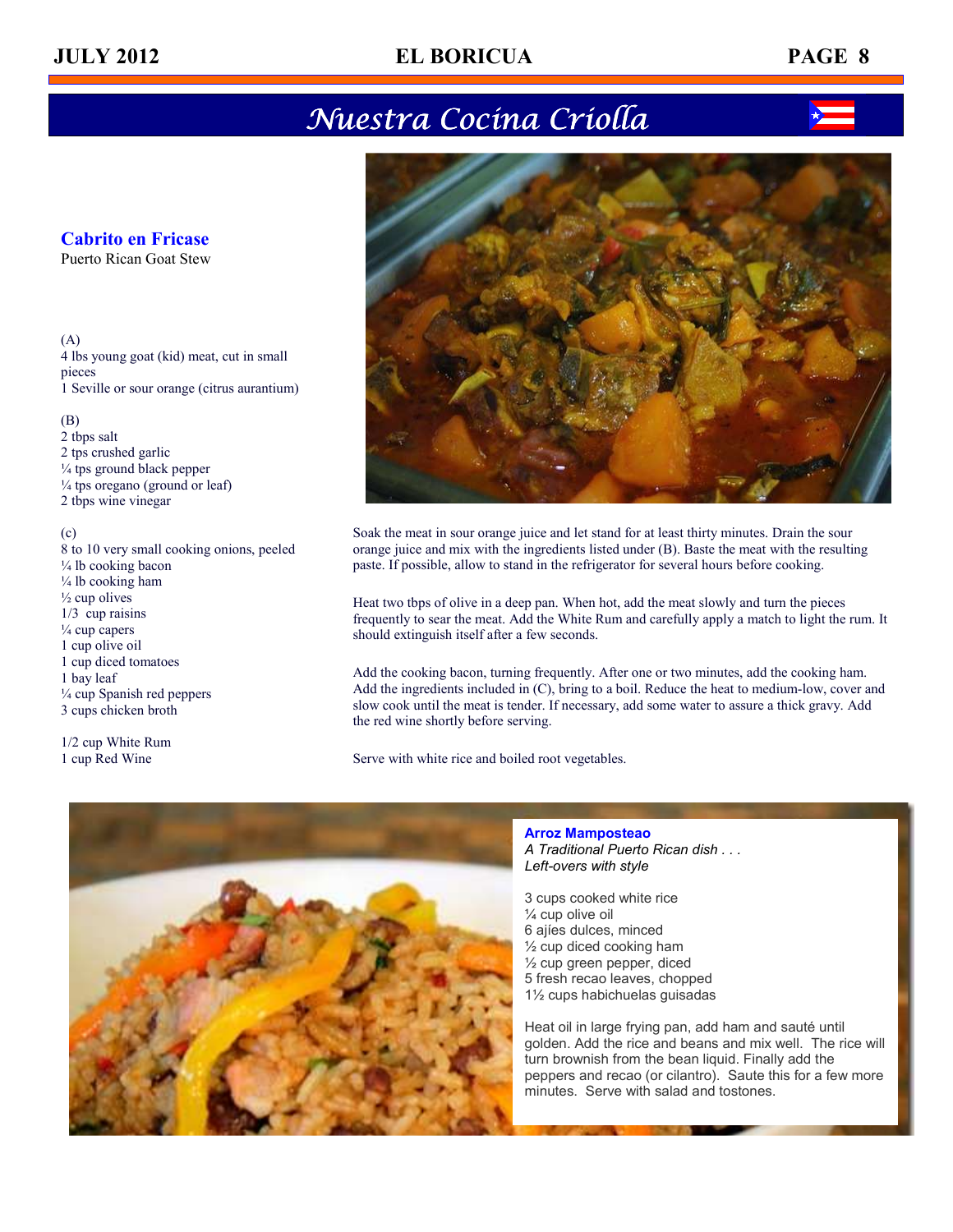# Nuestra Cocina Criolla

## Cabrito en Fricase

Puerto Rican Goat Stew

(A)
4 lbs young goat (kid) meat, cut in small pieces
1 Seville or sour orange (citrus aurantium)

(B)
2 tbps salt
2 tps crushed garlic
¼ tps ground black pepper
¼ tps oregano (ground or leaf)
2 tbps wine vinegar

(c)
8 to 10 very small cooking onions, peeled
¼ lb cooking bacon
¼ lb cooking ham
½ cup olives
1/3 cup raisins
¼ cup capers
1 cup olive oil
1 cup diced tomatoes
1 bay leaf
¼ cup Spanish red peppers
3 cups chicken broth

1/2 cup White Rum
1 cup Red Wine

Soak the meat in sour orange juice and let stand for at least thirty minutes. Drain the sour orange juice and mix with the ingredients listed under (B). Baste the meat with the resulting paste. If possible, allow to stand in the refrigerator for several hours before cooking.

Heat two tbps of olive in a deep pan. When hot, add the meat slowly and turn the pieces frequently to sear the meat. Add the White Rum and carefully apply a match to light the rum. It should extinguish itself after a few seconds.

Add the cooking bacon, turning frequently. After one or two minutes, add the cooking ham. Add the ingredients included in (C), bring to a boil. Reduce the heat to medium-low, cover and slow cook until the meat is tender. If necessary, add some water to assure a thick gravy. Add the red wine shortly before serving.

Serve with white rice and boiled root vegetables.

## Arroz Mamposteao

*A Traditional Puerto Rican dish . . .*
*Left-overs with style*

3 cups cooked white rice
¼ cup olive oil
6 ajíes dulces, minced
½ cup diced cooking ham
½ cup green pepper, diced
5 fresh recao leaves, chopped
1½ cups habichuelas guisadas

Heat oil in large frying pan, add ham and sauté until golden. Add the rice and beans and mix well. The rice will turn brownish from the bean liquid. Finally add the peppers and recao (or cilantro). Saute this for a few more minutes. Serve with salad and tostones.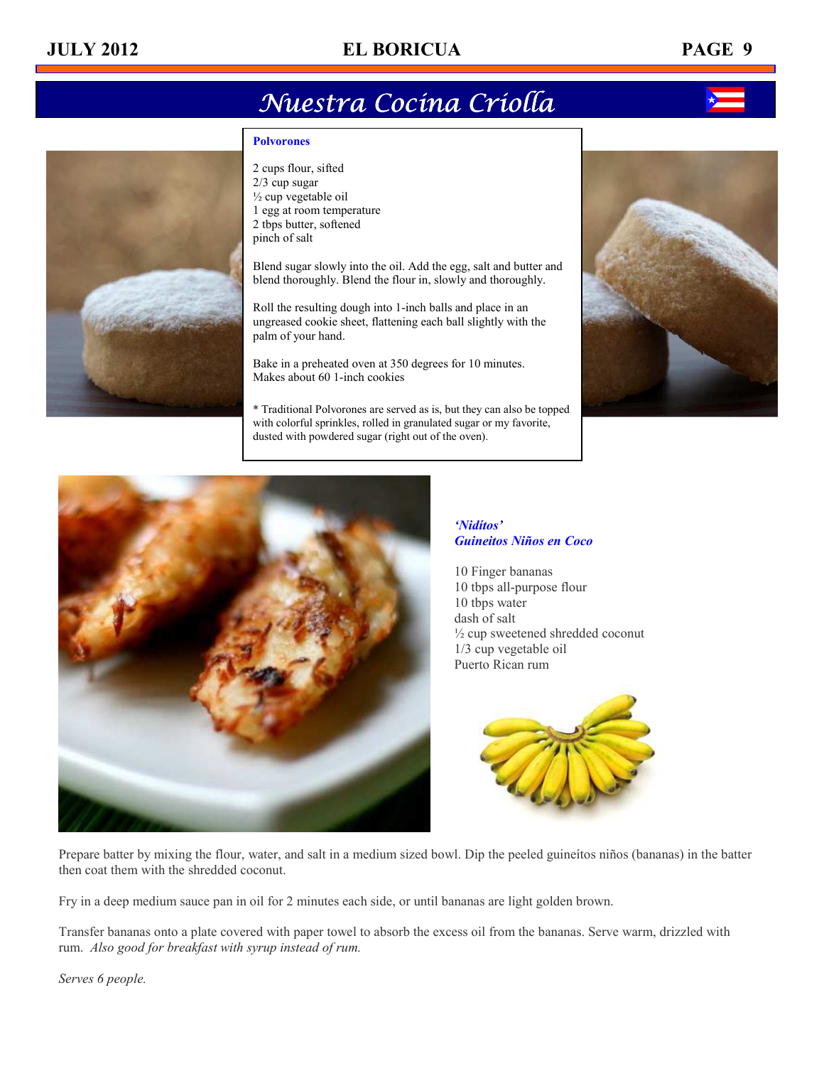# Nuestra Cocina Criolla

## Polvorones

2 cups flour, sifted
2/3 cup sugar
½ cup vegetable oil
1 egg at room temperature
2 tbps butter, softened
pinch of salt

Blend sugar slowly into the oil. Add the egg, salt and butter and blend thoroughly. Blend the flour in, slowly and thoroughly.

Roll the resulting dough into 1-inch balls and place in an ungreased cookie sheet, flattening each ball slightly with the palm of your hand.

Bake in a preheated oven at 350 degrees for 10 minutes. Makes about 60 1-inch cookies

* Traditional Polvorones are served as is, but they can also be topped with colorful sprinkles, rolled in granulated sugar or my favorite, dusted with powdered sugar (right out of the oven).

## *'Nidítos' Guineitos Niños en Coco*

10 Finger bananas
10 tbps all-purpose flour
10 tbps water
dash of salt
½ cup sweetened shredded coconut
1/3 cup vegetable oil
Puerto Rican rum

Prepare batter by mixing the flour, water, and salt in a medium sized bowl. Dip the peeled guineítos niños (bananas) in the batter then coat them with the shredded coconut.

Fry in a deep medium sauce pan in oil for 2 minutes each side, or until bananas are light golden brown.

Transfer bananas onto a plate covered with paper towel to absorb the excess oil from the bananas. Serve warm, drizzled with rum. *Also good for breakfast with syrup instead of rum.*

*Serves 6 people.*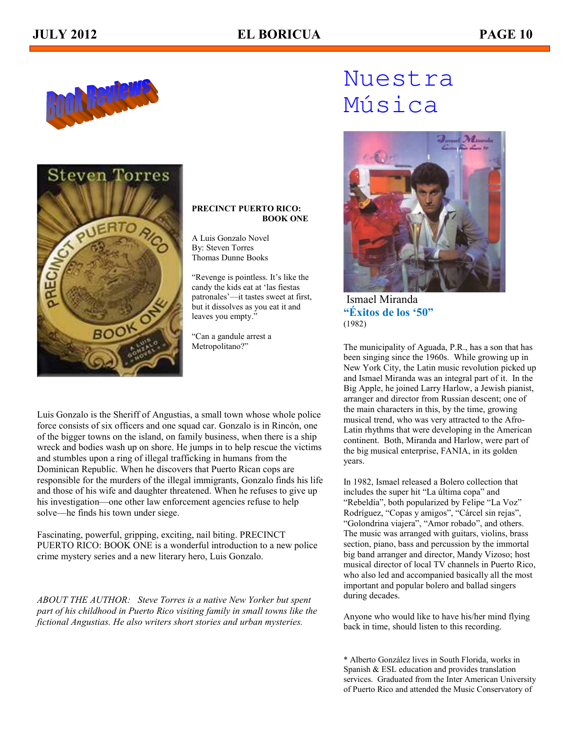# Book Reviews

**PRECINCT PUERTO RICO: BOOK ONE**

A Luis Gonzalo Novel
By: Steven Torres
Thomas Dunne Books

"Revenge is pointless. It's like the candy the kids eat at 'las fiestas patronales'—it tastes sweet at first, but it dissolves as you eat it and leaves you empty."

"Can a gandule arrest a Metropolitano?"

Luis Gonzalo is the Sheriff of Angustias, a small town whose whole police force consists of six officers and one squad car. Gonzalo is in Rincón, one of the bigger towns on the island, on family business, when there is a ship wreck and bodies wash up on shore. He jumps in to help rescue the victims and stumbles upon a ring of illegal trafficking in humans from the Dominican Republic. When he discovers that Puerto Rican cops are responsible for the murders of the illegal immigrants, Gonzalo finds his life and those of his wife and daughter threatened. When he refuses to give up his investigation—one other law enforcement agencies refuse to help solve—he finds his town under siege.

Fascinating, powerful, gripping, exciting, nail biting. PRECINCT PUERTO RICO: BOOK ONE is a wonderful introduction to a new police crime mystery series and a new literary hero, Luis Gonzalo.

*ABOUT THE AUTHOR: Steve Torres is a native New Yorker but spent part of his childhood in Puerto Rico visiting family in small towns like the fictional Angustias. He also writers short stories and urban mysteries.*

# Nuestra Música

Ismael Miranda
**"Éxitos de los '50"**
(1982)

The municipality of Aguada, P.R., has a son that has been singing since the 1960s. While growing up in New York City, the Latin music revolution picked up and Ismael Miranda was an integral part of it. In the Big Apple, he joined Larry Harlow, a Jewish pianist, arranger and director from Russian descent; one of the main characters in this, by the time, growing musical trend, who was very attracted to the Afro-Latin rhythms that were developing in the American continent. Both, Miranda and Harlow, were part of the big musical enterprise, FANIA, in its golden years.

In 1982, Ismael released a Bolero collection that includes the super hit "La última copa" and "Rebeldía", both popularized by Felipe "La Voz" Rodríguez, "Copas y amigos", "Cárcel sin rejas", "Golondrina viajera", "Amor robado", and others. The music was arranged with guitars, violins, brass section, piano, bass and percussion by the immortal big band arranger and director, Mandy Vizoso; host musical director of local TV channels in Puerto Rico, who also led and accompanied basically all the most important and popular bolero and ballad singers during decades.

Anyone who would like to have his/her mind flying back in time, should listen to this recording.

* Alberto González lives in South Florida, works in Spanish & ESL education and provides translation services. Graduated from the Inter American University of Puerto Rico and attended the Music Conservatory of